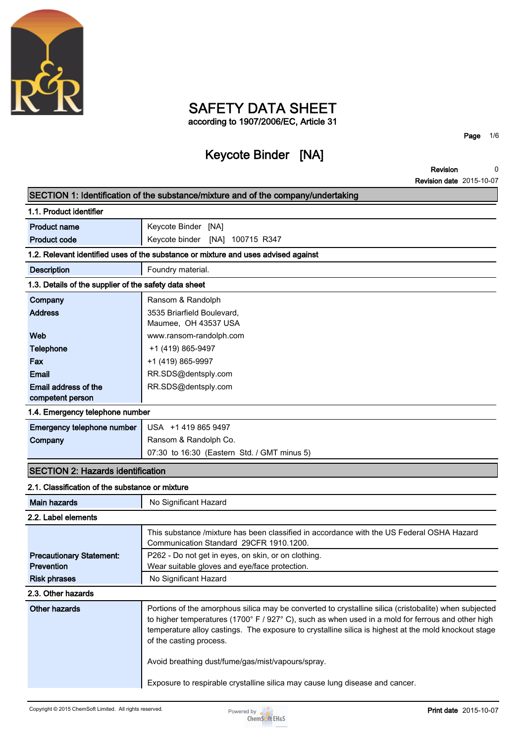# SAFETY DATA SHEET

according to 1907/2006/EC, Article 31

## Keycote Binder [NA]

**Revision** 0

**Revision date** 2015-10-07

## SECTION 1: Identification of the substance/mixture and of the company/undertaking

### 1.1. Product identifier

| | |
|---|---|
| **Product name** | Keycote Binder [NA] |
| **Product code** | Keycote binder [NA] 100715 R347 |

### 1.2. Relevant identified uses of the substance or mixture and uses advised against

| | |
|---|---|
| **Description** | Foundry material. |

### 1.3. Details of the supplier of the safety data sheet

| | |
|---|---|
| **Company** | Ransom & Randolph |
| **Address** | 3535 Briarfield Boulevard, Maumee, OH 43537 USA |
| **Web** | www.ransom-randolph.com |
| **Telephone** | +1 (419) 865-9497 |
| **Fax** | +1 (419) 865-9997 |
| **Email** | RR.SDS@dentsply.com |
| **Email address of the competent person** | RR.SDS@dentsply.com |

### 1.4. Emergency telephone number

| | |
|---|---|
| **Emergency telephone number** | USA +1 419 865 9497 |
| **Company** | Ransom & Randolph Co. 07:30 to 16:30 (Eastern Std. / GMT minus 5) |

## SECTION 2: Hazards identification

### 2.1. Classification of the substance or mixture

| | |
|---|---|
| **Main hazards** | No Significant Hazard |

### 2.2. Label elements

| | |
|---|---|
| | This substance /mixture has been classified in accordance with the US Federal OSHA Hazard Communication Standard 29CFR 1910.1200. |
| **Precautionary Statement: Prevention** | P262 - Do not get in eyes, on skin, or on clothing. Wear suitable gloves and eye/face protection. |
| **Risk phrases** | No Significant Hazard |

### 2.3. Other hazards

| | |
|---|---|
| **Other hazards** | Portions of the amorphous silica may be converted to crystalline silica (cristobalite) when subjected to higher temperatures (1700° F / 927° C), such as when used in a mold for ferrous and other high temperature alloy castings. The exposure to crystalline silica is highest at the mold knockout stage of the casting process.<br><br>Avoid breathing dust/fume/gas/mist/vapours/spray.<br><br>Exposure to respirable crystalline silica may cause lung disease and cancer. |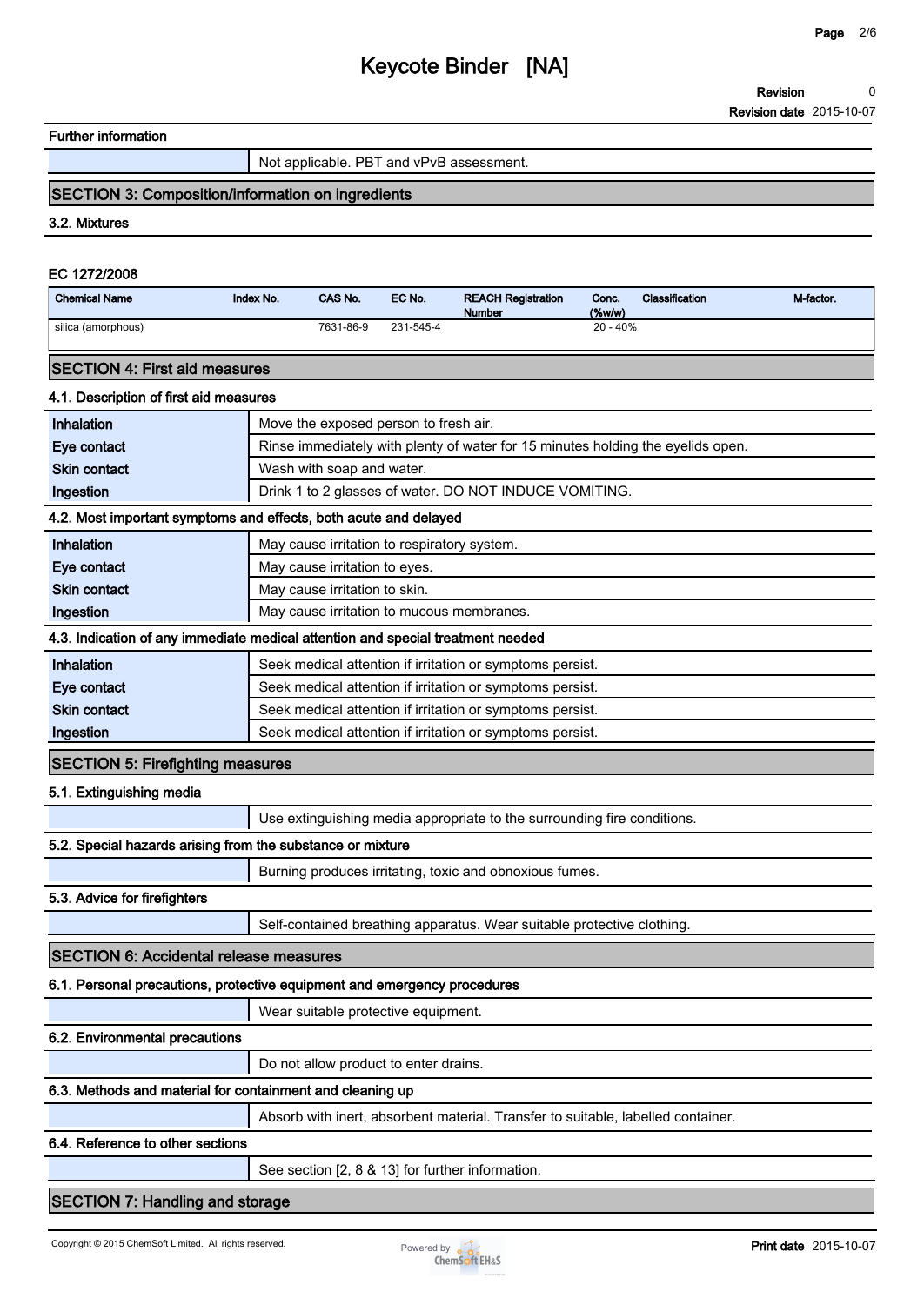## Further information

| | |
|---|---|
| | Not applicable. PBT and vPvB assessment. |

## SECTION 3: Composition/information on ingredients

### 3.2. Mixtures

**EC 1272/2008**

| Chemical Name | Index No. | CAS No. | EC No. | REACH Registration Number | Conc. (%w/w) | Classification | M-factor. |
|---|---|---|---|---|---|---|---|
| silica (amorphous) | | 7631-86-9 | 231-545-4 | | 20 - 40% | | |

## SECTION 4: First aid measures

### 4.1. Description of first aid measures

| | |
|---|---|
| **Inhalation** | Move the exposed person to fresh air. |
| **Eye contact** | Rinse immediately with plenty of water for 15 minutes holding the eyelids open. |
| **Skin contact** | Wash with soap and water. |
| **Ingestion** | Drink 1 to 2 glasses of water. DO NOT INDUCE VOMITING. |

### 4.2. Most important symptoms and effects, both acute and delayed

| | |
|---|---|
| **Inhalation** | May cause irritation to respiratory system. |
| **Eye contact** | May cause irritation to eyes. |
| **Skin contact** | May cause irritation to skin. |
| **Ingestion** | May cause irritation to mucous membranes. |

### 4.3. Indication of any immediate medical attention and special treatment needed

| | |
|---|---|
| **Inhalation** | Seek medical attention if irritation or symptoms persist. |
| **Eye contact** | Seek medical attention if irritation or symptoms persist. |
| **Skin contact** | Seek medical attention if irritation or symptoms persist. |
| **Ingestion** | Seek medical attention if irritation or symptoms persist. |

## SECTION 5: Firefighting measures

### 5.1. Extinguishing media

| | |
|---|---|
| | Use extinguishing media appropriate to the surrounding fire conditions. |

### 5.2. Special hazards arising from the substance or mixture

| | |
|---|---|
| | Burning produces irritating, toxic and obnoxious fumes. |

### 5.3. Advice for firefighters

| | |
|---|---|
| | Self-contained breathing apparatus. Wear suitable protective clothing. |

## SECTION 6: Accidental release measures

### 6.1. Personal precautions, protective equipment and emergency procedures

| | |
|---|---|
| | Wear suitable protective equipment. |

### 6.2. Environmental precautions

| | |
|---|---|
| | Do not allow product to enter drains. |

### 6.3. Methods and material for containment and cleaning up

| | |
|---|---|
| | Absorb with inert, absorbent material. Transfer to suitable, labelled container. |

### 6.4. Reference to other sections

| | |
|---|---|
| | See section [2, 8 & 13] for further information. |

## SECTION 7: Handling and storage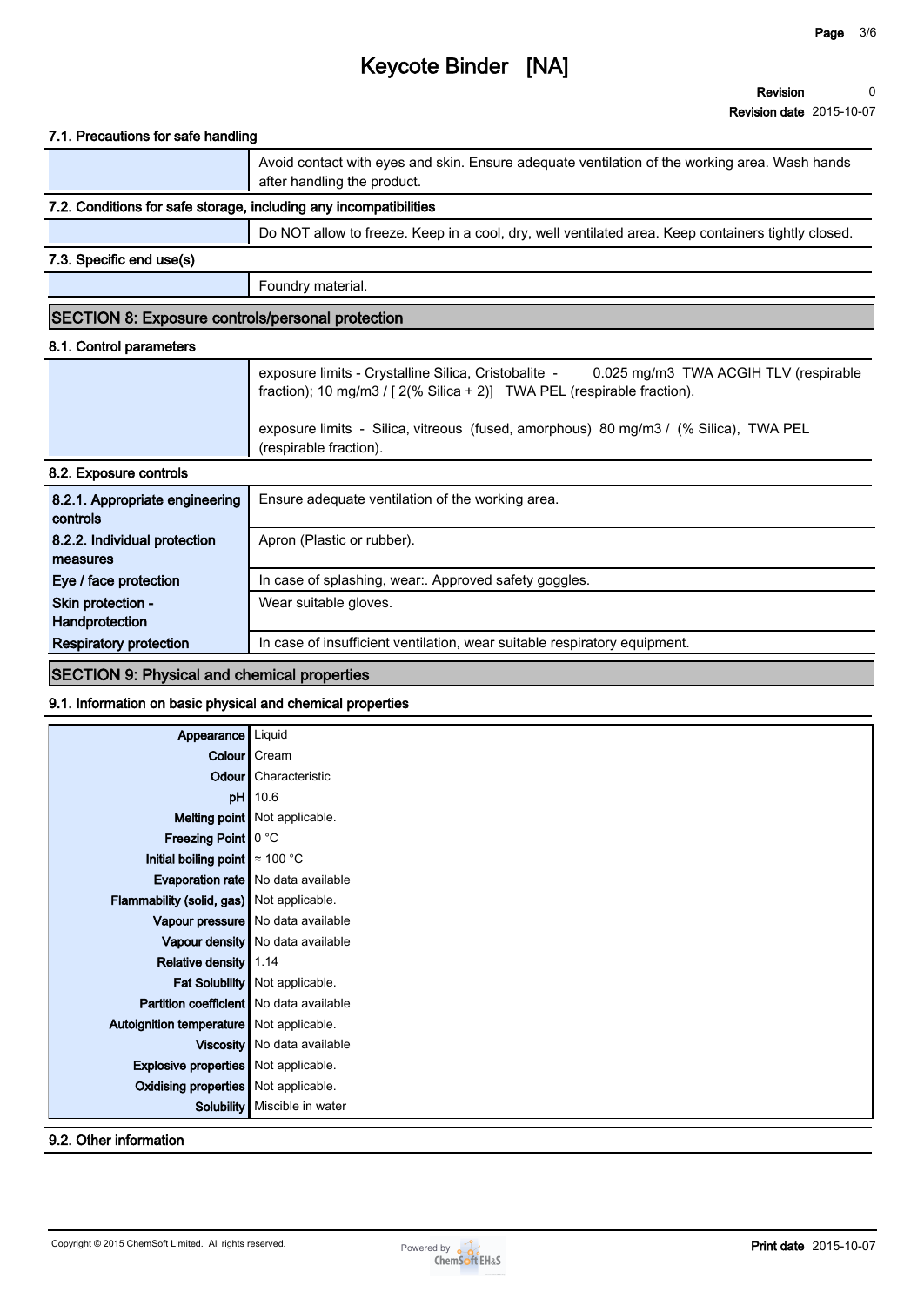#### 7.1. Precautions for safe handling

| | |
|---|---|
| | Avoid contact with eyes and skin. Ensure adequate ventilation of the working area. Wash hands after handling the product. |

#### 7.2. Conditions for safe storage, including any incompatibilities

| | |
|---|---|
| | Do NOT allow to freeze. Keep in a cool, dry, well ventilated area. Keep containers tightly closed. |

#### 7.3. Specific end use(s)

| | |
|---|---|
| | Foundry material. |

## SECTION 8: Exposure controls/personal protection

#### 8.1. Control parameters

| | |
|---|---|
| | exposure limits - Crystalline Silica, Cristobalite - 0.025 mg/m3 TWA ACGIH TLV (respirable fraction); 10 mg/m3 / [ 2(% Silica + 2)] TWA PEL (respirable fraction).<br><br>exposure limits - Silica, vitreous (fused, amorphous) 80 mg/m3 / (% Silica), TWA PEL (respirable fraction). |

#### 8.2. Exposure controls

| | |
|---|---|
| **8.2.1. Appropriate engineering controls** | Ensure adequate ventilation of the working area. |
| **8.2.2. Individual protection measures** | Apron (Plastic or rubber). |
| **Eye / face protection** | In case of splashing, wear:. Approved safety goggles. |
| **Skin protection - Handprotection** | Wear suitable gloves. |
| **Respiratory protection** | In case of insufficient ventilation, wear suitable respiratory equipment. |

## SECTION 9: Physical and chemical properties

#### 9.1. Information on basic physical and chemical properties

| | |
|---|---|
| **Appearance** | Liquid |
| **Colour** | Cream |
| **Odour** | Characteristic |
| **pH** | 10.6 |
| **Melting point** | Not applicable. |
| **Freezing Point** | 0 °C |
| **Initial boiling point** | ≈ 100 °C |
| **Evaporation rate** | No data available |
| **Flammability (solid, gas)** | Not applicable. |
| **Vapour pressure** | No data available |
| **Vapour density** | No data available |
| **Relative density** | 1.14 |
| **Fat Solubility** | Not applicable. |
| **Partition coefficient** | No data available |
| **Autoignition temperature** | Not applicable. |
| **Viscosity** | No data available |
| **Explosive properties** | Not applicable. |
| **Oxidising properties** | Not applicable. |
| **Solubility** | Miscible in water |

#### 9.2. Other information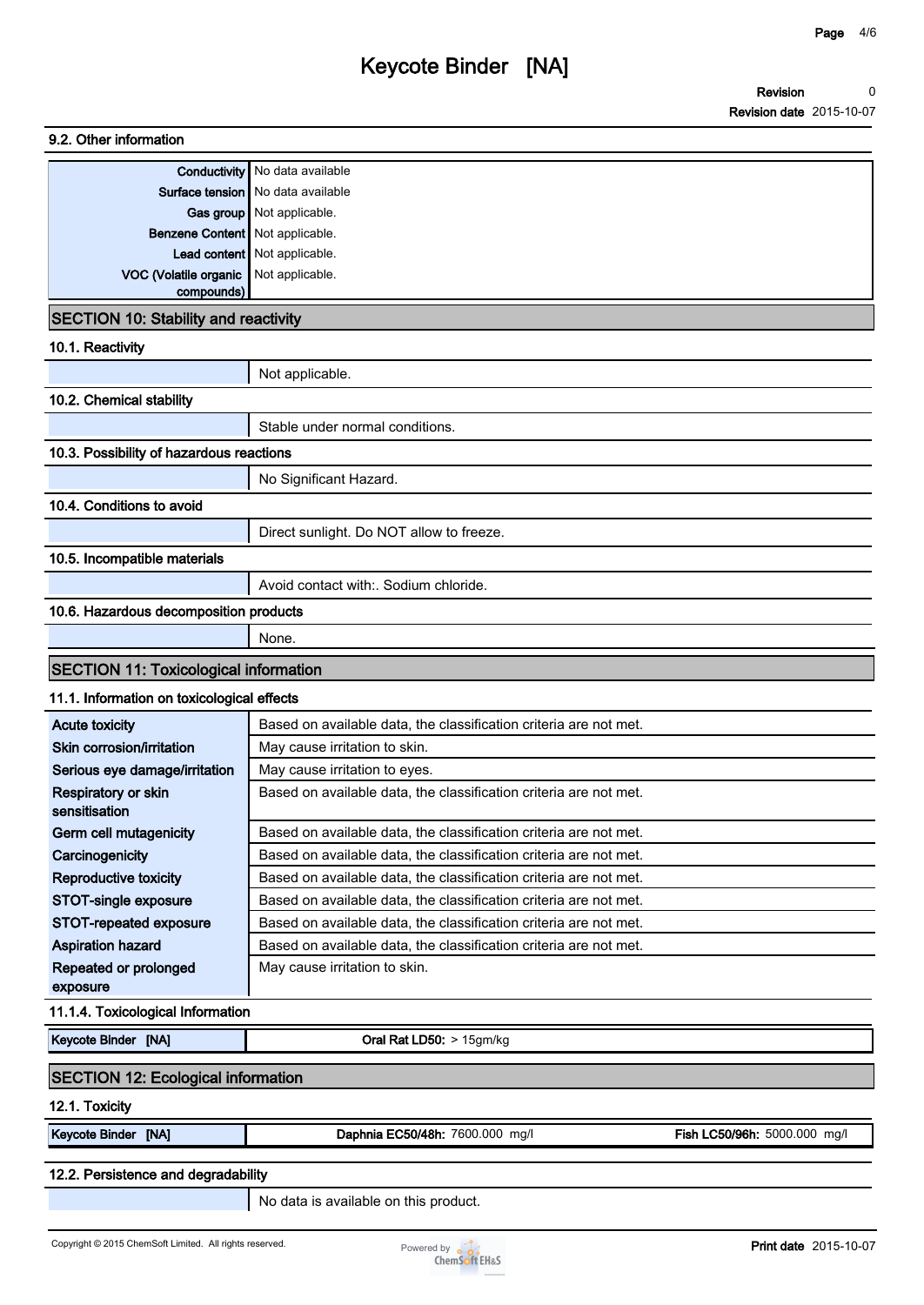### 9.2. Other information

| | |
|---|---|
| **Conductivity** | No data available |
| **Surface tension** | No data available |
| **Gas group** | Not applicable. |
| **Benzene Content** | Not applicable. |
| **Lead content** | Not applicable. |
| **VOC (Volatile organic compounds)** | Not applicable. |

## SECTION 10: Stability and reactivity

### 10.1. Reactivity

Not applicable.

### 10.2. Chemical stability

Stable under normal conditions.

### 10.3. Possibility of hazardous reactions

No Significant Hazard.

### 10.4. Conditions to avoid

Direct sunlight. Do NOT allow to freeze.

### 10.5. Incompatible materials

Avoid contact with:. Sodium chloride.

### 10.6. Hazardous decomposition products

None.

## SECTION 11: Toxicological information

### 11.1. Information on toxicological effects

| | |
|---|---|
| **Acute toxicity** | Based on available data, the classification criteria are not met. |
| **Skin corrosion/irritation** | May cause irritation to skin. |
| **Serious eye damage/irritation** | May cause irritation to eyes. |
| **Respiratory or skin sensitisation** | Based on available data, the classification criteria are not met. |
| **Germ cell mutagenicity** | Based on available data, the classification criteria are not met. |
| **Carcinogenicity** | Based on available data, the classification criteria are not met. |
| **Reproductive toxicity** | Based on available data, the classification criteria are not met. |
| **STOT-single exposure** | Based on available data, the classification criteria are not met. |
| **STOT-repeated exposure** | Based on available data, the classification criteria are not met. |
| **Aspiration hazard** | Based on available data, the classification criteria are not met. |
| **Repeated or prolonged exposure** | May cause irritation to skin. |

### 11.1.4. Toxicological Information

| | |
|---|---|
| Keycote Binder [NA] | **Oral Rat LD50:** > 15gm/kg |

## SECTION 12: Ecological information

### 12.1. Toxicity

| | | |
|---|---|---|
| Keycote Binder [NA] | **Daphnia EC50/48h:** 7600.000 mg/l | **Fish LC50/96h:** 5000.000 mg/l |

### 12.2. Persistence and degradability

No data is available on this product.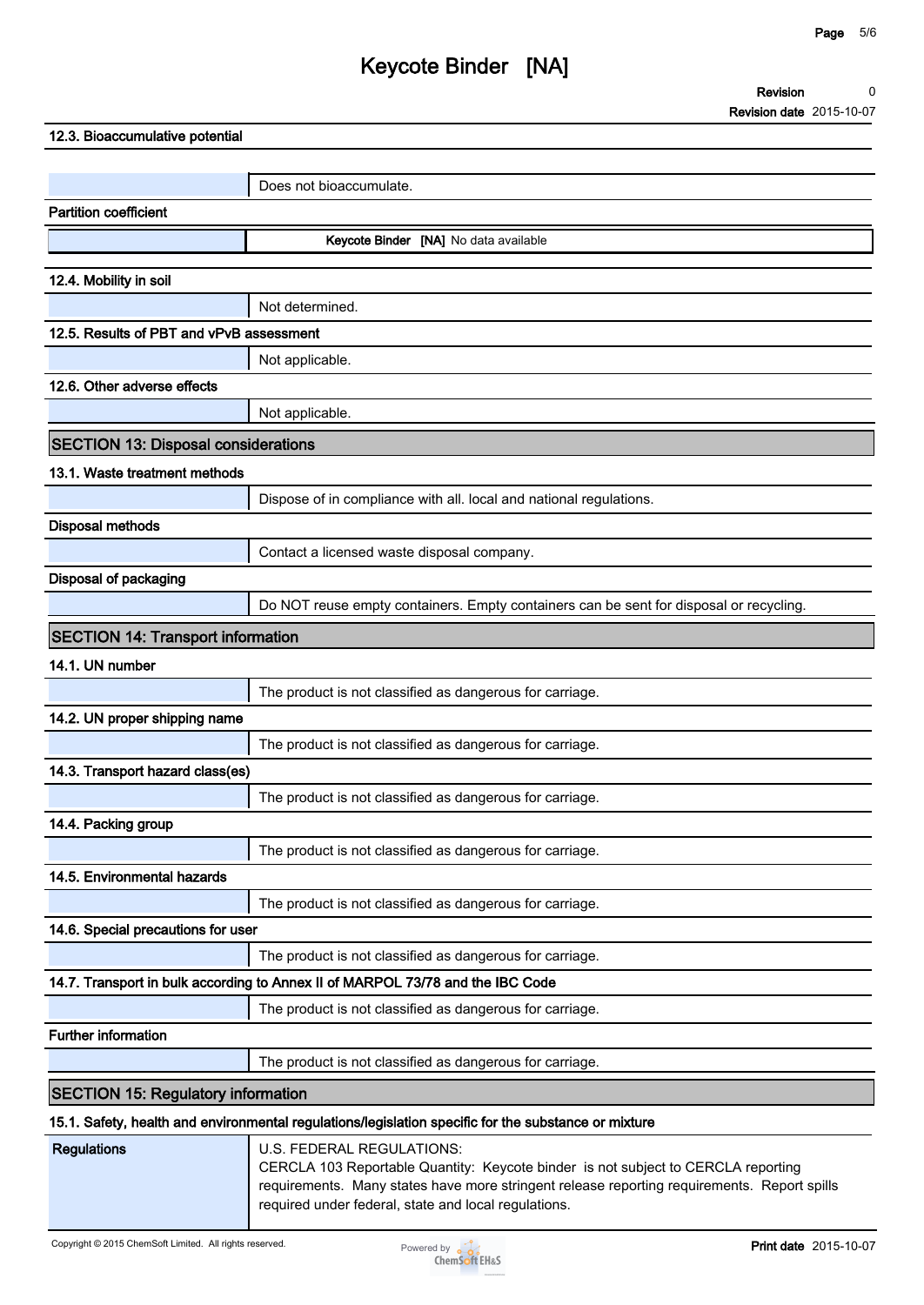### 12.3. Bioaccumulative potential

| | |
|---|---|
| | Does not bioaccumulate. |

**Partition coefficient**

| | |
|---|---|
| | **Keycote Binder [NA]** No data available |

### 12.4. Mobility in soil

| | |
|---|---|
| | Not determined. |

### 12.5. Results of PBT and vPvB assessment

| | |
|---|---|
| | Not applicable. |

### 12.6. Other adverse effects

| | |
|---|---|
| | Not applicable. |

## SECTION 13: Disposal considerations

### 13.1. Waste treatment methods

| | |
|---|---|
| | Dispose of in compliance with all. local and national regulations. |

**Disposal methods**

| | |
|---|---|
| | Contact a licensed waste disposal company. |

**Disposal of packaging**

| | |
|---|---|
| | Do NOT reuse empty containers. Empty containers can be sent for disposal or recycling. |

## SECTION 14: Transport information

### 14.1. UN number

| | |
|---|---|
| | The product is not classified as dangerous for carriage. |

### 14.2. UN proper shipping name

| | |
|---|---|
| | The product is not classified as dangerous for carriage. |

### 14.3. Transport hazard class(es)

| | |
|---|---|
| | The product is not classified as dangerous for carriage. |

### 14.4. Packing group

| | |
|---|---|
| | The product is not classified as dangerous for carriage. |

### 14.5. Environmental hazards

| | |
|---|---|
| | The product is not classified as dangerous for carriage. |

### 14.6. Special precautions for user

| | |
|---|---|
| | The product is not classified as dangerous for carriage. |

### 14.7. Transport in bulk according to Annex II of MARPOL 73/78 and the IBC Code

| | |
|---|---|
| | The product is not classified as dangerous for carriage. |

**Further information**

| | |
|---|---|
| | The product is not classified as dangerous for carriage. |

## SECTION 15: Regulatory information

### 15.1. Safety, health and environmental regulations/legislation specific for the substance or mixture

| | |
|---|---|
| **Regulations** | U.S. FEDERAL REGULATIONS:<br>CERCLA 103 Reportable Quantity: Keycote binder is not subject to CERCLA reporting requirements. Many states have more stringent release reporting requirements. Report spills required under federal, state and local regulations. |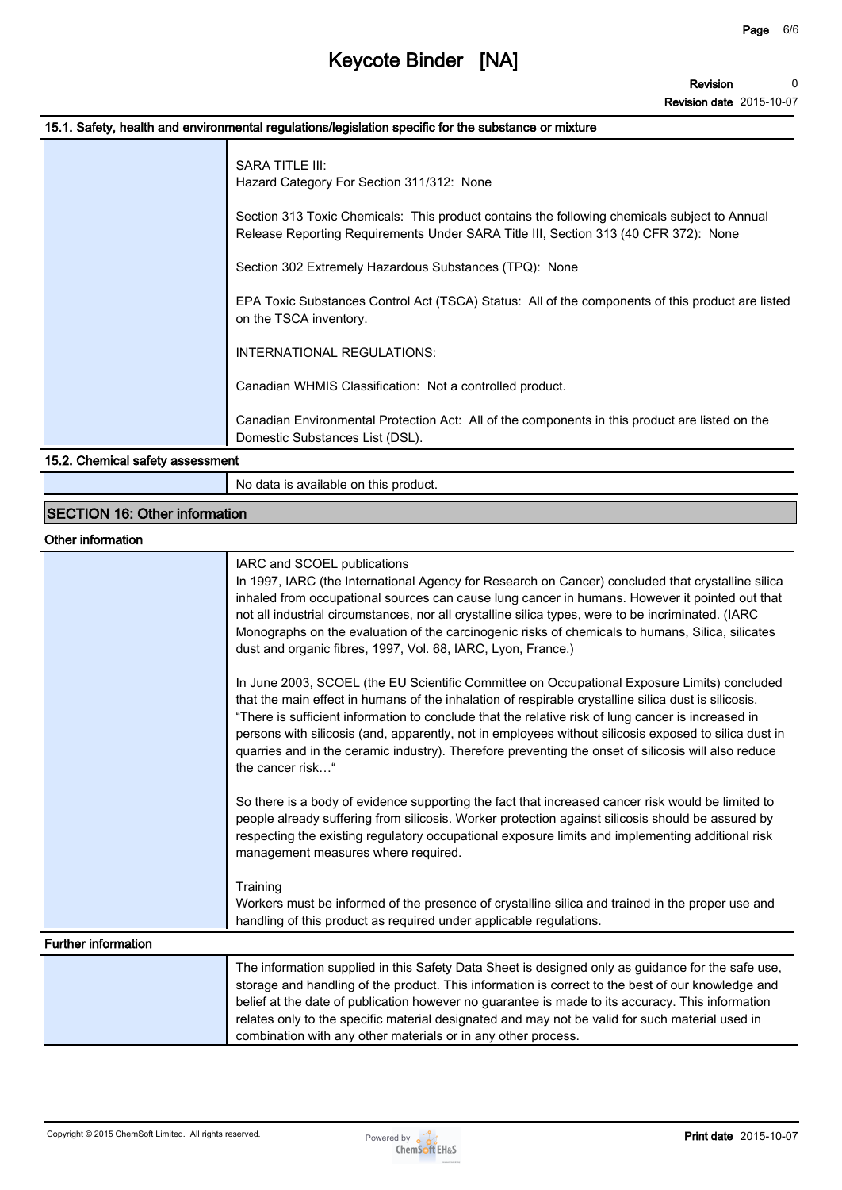### 15.1. Safety, health and environmental regulations/legislation specific for the substance or mixture

SARA TITLE III:
Hazard Category For Section 311/312: None

Section 313 Toxic Chemicals: This product contains the following chemicals subject to Annual Release Reporting Requirements Under SARA Title III, Section 313 (40 CFR 372): None

Section 302 Extremely Hazardous Substances (TPQ): None

EPA Toxic Substances Control Act (TSCA) Status: All of the components of this product are listed on the TSCA inventory.

INTERNATIONAL REGULATIONS:

Canadian WHMIS Classification: Not a controlled product.

Canadian Environmental Protection Act: All of the components in this product are listed on the Domestic Substances List (DSL).

### 15.2. Chemical safety assessment

No data is available on this product.

## SECTION 16: Other information

### Other information

IARC and SCOEL publications
In 1997, IARC (the International Agency for Research on Cancer) concluded that crystalline silica inhaled from occupational sources can cause lung cancer in humans. However it pointed out that not all industrial circumstances, nor all crystalline silica types, were to be incriminated. (IARC Monographs on the evaluation of the carcinogenic risks of chemicals to humans, Silica, silicates dust and organic fibres, 1997, Vol. 68, IARC, Lyon, France.)

In June 2003, SCOEL (the EU Scientific Committee on Occupational Exposure Limits) concluded that the main effect in humans of the inhalation of respirable crystalline silica dust is silicosis. "There is sufficient information to conclude that the relative risk of lung cancer is increased in persons with silicosis (and, apparently, not in employees without silicosis exposed to silica dust in quarries and in the ceramic industry). Therefore preventing the onset of silicosis will also reduce the cancer risk…"

So there is a body of evidence supporting the fact that increased cancer risk would be limited to people already suffering from silicosis. Worker protection against silicosis should be assured by respecting the existing regulatory occupational exposure limits and implementing additional risk management measures where required.

Training
Workers must be informed of the presence of crystalline silica and trained in the proper use and handling of this product as required under applicable regulations.

### Further information

The information supplied in this Safety Data Sheet is designed only as guidance for the safe use, storage and handling of the product. This information is correct to the best of our knowledge and belief at the date of publication however no guarantee is made to its accuracy. This information relates only to the specific material designated and may not be valid for such material used in combination with any other materials or in any other process.